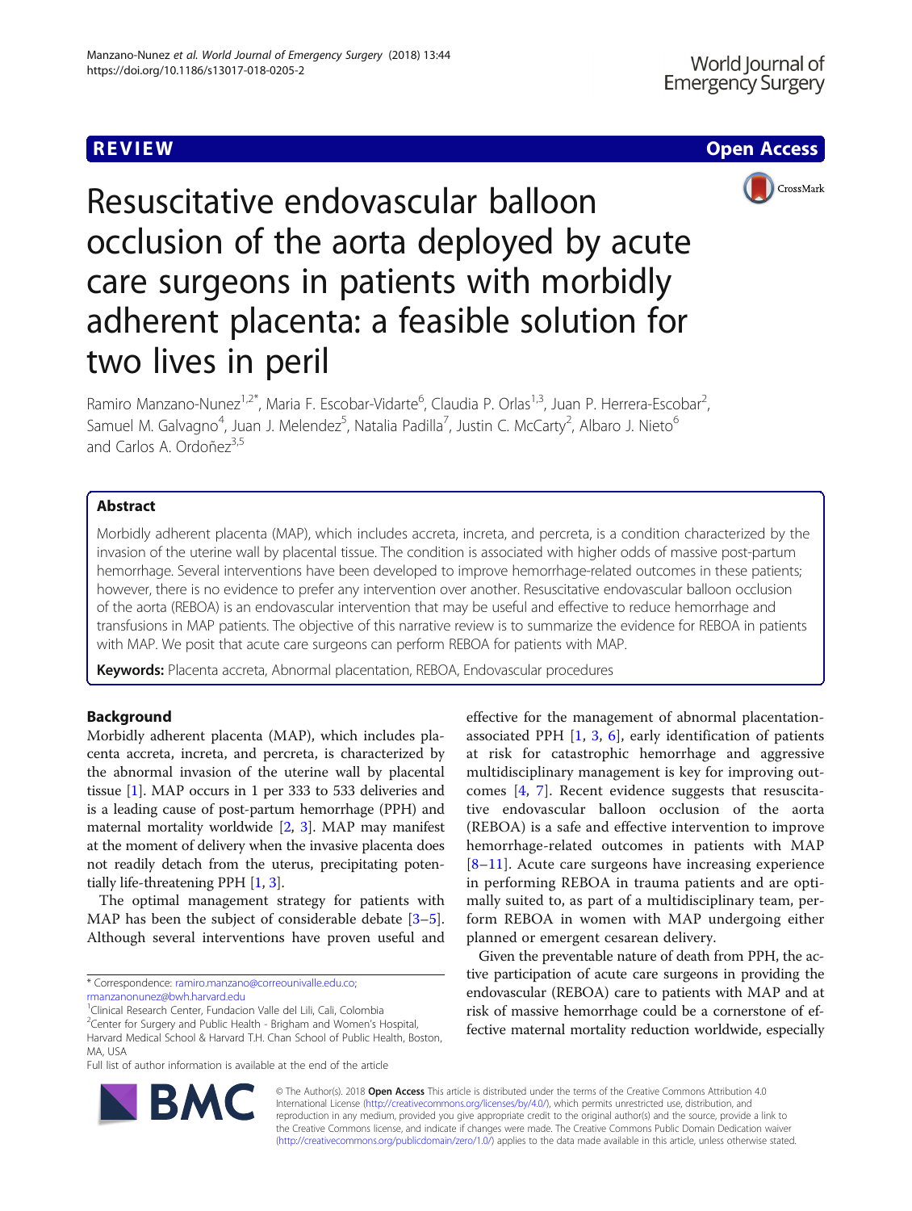REVIEW

Open Access

# Resuscitative endovascular balloon occlusion of the aorta deployed by acute care surgeons in patients with morbidly adherent placenta: a feasible solution for two lives in peril

Ramiro Manzano-Nunez[1,2*], Maria F. Escobar-Vidarte[6], Claudia P. Orlas[1,3], Juan P. Herrera-Escobar[2], Samuel M. Galvagno[4], Juan J. Melendez[5], Natalia Padilla[7], Justin C. McCarty[2], Albaro J. Nieto[6] and Carlos A. Ordoñez[3,5]

## Abstract

Morbidly adherent placenta (MAP), which includes accreta, increta, and percreta, is a condition characterized by the invasion of the uterine wall by placental tissue. The condition is associated with higher odds of massive post-partum hemorrhage. Several interventions have been developed to improve hemorrhage-related outcomes in these patients; however, there is no evidence to prefer any intervention over another. Resuscitative endovascular balloon occlusion of the aorta (REBOA) is an endovascular intervention that may be useful and effective to reduce hemorrhage and transfusions in MAP patients. The objective of this narrative review is to summarize the evidence for REBOA in patients with MAP. We posit that acute care surgeons can perform REBOA for patients with MAP.

**Keywords:** Placenta accreta, Abnormal placentation, REBOA, Endovascular procedures

## Background

Morbidly adherent placenta (MAP), which includes placenta accreta, increta, and percreta, is characterized by the abnormal invasion of the uterine wall by placental tissue [1]. MAP occurs in 1 per 333 to 533 deliveries and is a leading cause of post-partum hemorrhage (PPH) and maternal mortality worldwide [2, 3]. MAP may manifest at the moment of delivery when the invasive placenta does not readily detach from the uterus, precipitating potentially life-threatening PPH [1, 3].

The optimal management strategy for patients with MAP has been the subject of considerable debate [3–5]. Although several interventions have proven useful and effective for the management of abnormal placentation-associated PPH [1, 3, 6], early identification of patients at risk for catastrophic hemorrhage and aggressive multidisciplinary management is key for improving outcomes [4, 7]. Recent evidence suggests that resuscitative endovascular balloon occlusion of the aorta (REBOA) is a safe and effective intervention to improve hemorrhage-related outcomes in patients with MAP [8–11]. Acute care surgeons have increasing experience in performing REBOA in trauma patients and are optimally suited to, as part of a multidisciplinary team, perform REBOA in women with MAP undergoing either planned or emergent cesarean delivery.

Given the preventable nature of death from PPH, the active participation of acute care surgeons in providing the endovascular (REBOA) care to patients with MAP and at risk of massive hemorrhage could be a cornerstone of effective maternal mortality reduction worldwide, especially

\* Correspondence: ramiro.manzano@correounivalle.edu.co; rmanzanonunez@bwh.harvard.edu

[1]Clinical Research Center, Fundacion Valle del Lili, Cali, Colombia

[2]Center for Surgery and Public Health - Brigham and Women's Hospital, Harvard Medical School & Harvard T.H. Chan School of Public Health, Boston, MA, USA

Full list of author information is available at the end of the article

© The Author(s). 2018 **Open Access** This article is distributed under the terms of the Creative Commons Attribution 4.0 International License (http://creativecommons.org/licenses/by/4.0/), which permits unrestricted use, distribution, and reproduction in any medium, provided you give appropriate credit to the original author(s) and the source, provide a link to the Creative Commons license, and indicate if changes were made. The Creative Commons Public Domain Dedication waiver (http://creativecommons.org/publicdomain/zero/1.0/) applies to the data made available in this article, unless otherwise stated.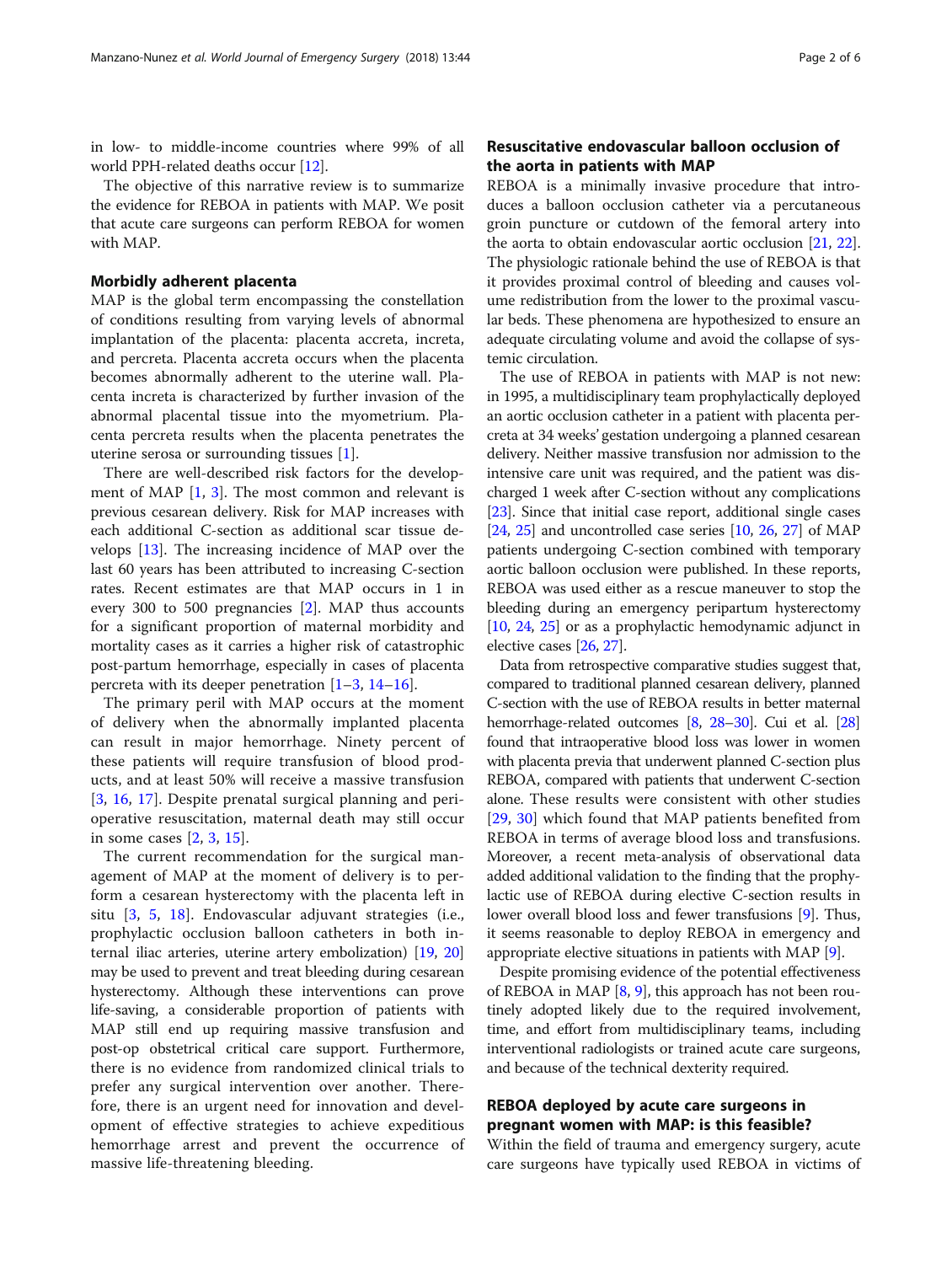in low- to middle-income countries where 99% of all world PPH-related deaths occur [12].

The objective of this narrative review is to summarize the evidence for REBOA in patients with MAP. We posit that acute care surgeons can perform REBOA for women with MAP.

## Morbidly adherent placenta

MAP is the global term encompassing the constellation of conditions resulting from varying levels of abnormal implantation of the placenta: placenta accreta, increta, and percreta. Placenta accreta occurs when the placenta becomes abnormally adherent to the uterine wall. Placenta increta is characterized by further invasion of the abnormal placental tissue into the myometrium. Placenta percreta results when the placenta penetrates the uterine serosa or surrounding tissues [1].

There are well-described risk factors for the development of MAP [1, 3]. The most common and relevant is previous cesarean delivery. Risk for MAP increases with each additional C-section as additional scar tissue develops [13]. The increasing incidence of MAP over the last 60 years has been attributed to increasing C-section rates. Recent estimates are that MAP occurs in 1 in every 300 to 500 pregnancies [2]. MAP thus accounts for a significant proportion of maternal morbidity and mortality cases as it carries a higher risk of catastrophic post-partum hemorrhage, especially in cases of placenta percreta with its deeper penetration [1–3, 14–16].

The primary peril with MAP occurs at the moment of delivery when the abnormally implanted placenta can result in major hemorrhage. Ninety percent of these patients will require transfusion of blood products, and at least 50% will receive a massive transfusion [3, 16, 17]. Despite prenatal surgical planning and perioperative resuscitation, maternal death may still occur in some cases [2, 3, 15].

The current recommendation for the surgical management of MAP at the moment of delivery is to perform a cesarean hysterectomy with the placenta left in situ [3, 5, 18]. Endovascular adjuvant strategies (i.e., prophylactic occlusion balloon catheters in both internal iliac arteries, uterine artery embolization) [19, 20] may be used to prevent and treat bleeding during cesarean hysterectomy. Although these interventions can prove life-saving, a considerable proportion of patients with MAP still end up requiring massive transfusion and post-op obstetrical critical care support. Furthermore, there is no evidence from randomized clinical trials to prefer any surgical intervention over another. Therefore, there is an urgent need for innovation and development of effective strategies to achieve expeditious hemorrhage arrest and prevent the occurrence of massive life-threatening bleeding.

## Resuscitative endovascular balloon occlusion of the aorta in patients with MAP

REBOA is a minimally invasive procedure that introduces a balloon occlusion catheter via a percutaneous groin puncture or cutdown of the femoral artery into the aorta to obtain endovascular aortic occlusion [21, 22]. The physiologic rationale behind the use of REBOA is that it provides proximal control of bleeding and causes volume redistribution from the lower to the proximal vascular beds. These phenomena are hypothesized to ensure an adequate circulating volume and avoid the collapse of systemic circulation.

The use of REBOA in patients with MAP is not new: in 1995, a multidisciplinary team prophylactically deployed an aortic occlusion catheter in a patient with placenta percreta at 34 weeks' gestation undergoing a planned cesarean delivery. Neither massive transfusion nor admission to the intensive care unit was required, and the patient was discharged 1 week after C-section without any complications [23]. Since that initial case report, additional single cases [24, 25] and uncontrolled case series [10, 26, 27] of MAP patients undergoing C-section combined with temporary aortic balloon occlusion were published. In these reports, REBOA was used either as a rescue maneuver to stop the bleeding during an emergency peripartum hysterectomy [10, 24, 25] or as a prophylactic hemodynamic adjunct in elective cases [26, 27].

Data from retrospective comparative studies suggest that, compared to traditional planned cesarean delivery, planned C-section with the use of REBOA results in better maternal hemorrhage-related outcomes [8, 28–30]. Cui et al. [28] found that intraoperative blood loss was lower in women with placenta previa that underwent planned C-section plus REBOA, compared with patients that underwent C-section alone. These results were consistent with other studies [29, 30] which found that MAP patients benefited from REBOA in terms of average blood loss and transfusions. Moreover, a recent meta-analysis of observational data added additional validation to the finding that the prophylactic use of REBOA during elective C-section results in lower overall blood loss and fewer transfusions [9]. Thus, it seems reasonable to deploy REBOA in emergency and appropriate elective situations in patients with MAP [9].

Despite promising evidence of the potential effectiveness of REBOA in MAP [8, 9], this approach has not been routinely adopted likely due to the required involvement, time, and effort from multidisciplinary teams, including interventional radiologists or trained acute care surgeons, and because of the technical dexterity required.

## REBOA deployed by acute care surgeons in pregnant women with MAP: is this feasible?

Within the field of trauma and emergency surgery, acute care surgeons have typically used REBOA in victims of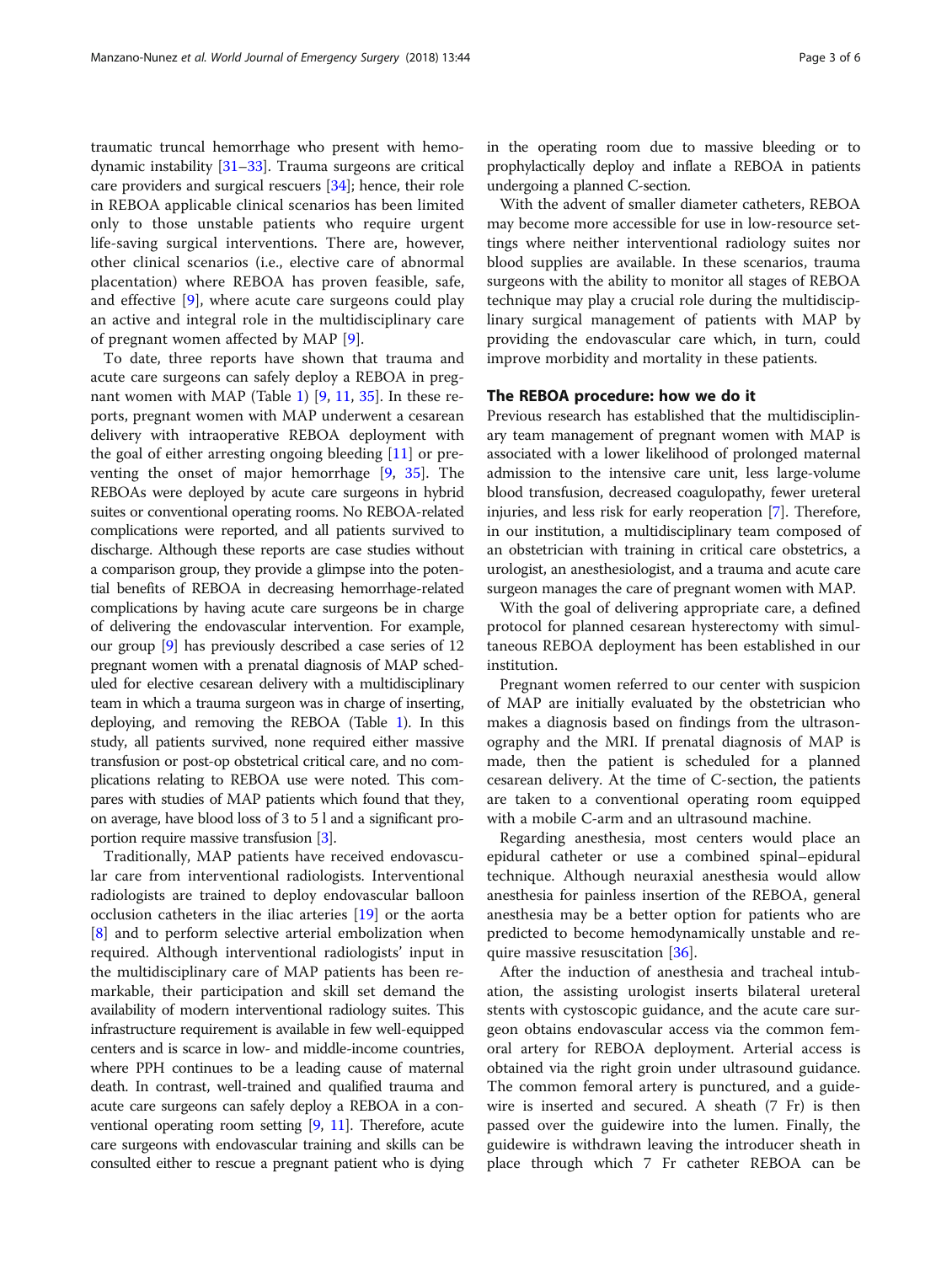traumatic truncal hemorrhage who present with hemodynamic instability [31–33]. Trauma surgeons are critical care providers and surgical rescuers [34]; hence, their role in REBOA applicable clinical scenarios has been limited only to those unstable patients who require urgent life-saving surgical interventions. There are, however, other clinical scenarios (i.e., elective care of abnormal placentation) where REBOA has proven feasible, safe, and effective [9], where acute care surgeons could play an active and integral role in the multidisciplinary care of pregnant women affected by MAP [9].

To date, three reports have shown that trauma and acute care surgeons can safely deploy a REBOA in pregnant women with MAP (Table 1) [9, 11, 35]. In these reports, pregnant women with MAP underwent a cesarean delivery with intraoperative REBOA deployment with the goal of either arresting ongoing bleeding [11] or preventing the onset of major hemorrhage [9, 35]. The REBOAs were deployed by acute care surgeons in hybrid suites or conventional operating rooms. No REBOA-related complications were reported, and all patients survived to discharge. Although these reports are case studies without a comparison group, they provide a glimpse into the potential benefits of REBOA in decreasing hemorrhage-related complications by having acute care surgeons be in charge of delivering the endovascular intervention. For example, our group [9] has previously described a case series of 12 pregnant women with a prenatal diagnosis of MAP scheduled for elective cesarean delivery with a multidisciplinary team in which a trauma surgeon was in charge of inserting, deploying, and removing the REBOA (Table 1). In this study, all patients survived, none required either massive transfusion or post-op obstetrical critical care, and no complications relating to REBOA use were noted. This compares with studies of MAP patients which found that they, on average, have blood loss of 3 to 5 l and a significant proportion require massive transfusion [3].

Traditionally, MAP patients have received endovascular care from interventional radiologists. Interventional radiologists are trained to deploy endovascular balloon occlusion catheters in the iliac arteries [19] or the aorta [8] and to perform selective arterial embolization when required. Although interventional radiologists' input in the multidisciplinary care of MAP patients has been remarkable, their participation and skill set demand the availability of modern interventional radiology suites. This infrastructure requirement is available in few well-equipped centers and is scarce in low- and middle-income countries, where PPH continues to be a leading cause of maternal death. In contrast, well-trained and qualified trauma and acute care surgeons can safely deploy a REBOA in a conventional operating room setting [9, 11]. Therefore, acute care surgeons with endovascular training and skills can be consulted either to rescue a pregnant patient who is dying in the operating room due to massive bleeding or to prophylactically deploy and inflate a REBOA in patients undergoing a planned C-section.

With the advent of smaller diameter catheters, REBOA may become more accessible for use in low-resource settings where neither interventional radiology suites nor blood supplies are available. In these scenarios, trauma surgeons with the ability to monitor all stages of REBOA technique may play a crucial role during the multidisciplinary surgical management of patients with MAP by providing the endovascular care which, in turn, could improve morbidity and mortality in these patients.

## The REBOA procedure: how we do it

Previous research has established that the multidisciplinary team management of pregnant women with MAP is associated with a lower likelihood of prolonged maternal admission to the intensive care unit, less large-volume blood transfusion, decreased coagulopathy, fewer ureteral injuries, and less risk for early reoperation [7]. Therefore, in our institution, a multidisciplinary team composed of an obstetrician with training in critical care obstetrics, a urologist, an anesthesiologist, and a trauma and acute care surgeon manages the care of pregnant women with MAP.

With the goal of delivering appropriate care, a defined protocol for planned cesarean hysterectomy with simultaneous REBOA deployment has been established in our institution.

Pregnant women referred to our center with suspicion of MAP are initially evaluated by the obstetrician who makes a diagnosis based on findings from the ultrasonography and the MRI. If prenatal diagnosis of MAP is made, then the patient is scheduled for a planned cesarean delivery. At the time of C-section, the patients are taken to a conventional operating room equipped with a mobile C-arm and an ultrasound machine.

Regarding anesthesia, most centers would place an epidural catheter or use a combined spinal–epidural technique. Although neuraxial anesthesia would allow anesthesia for painless insertion of the REBOA, general anesthesia may be a better option for patients who are predicted to become hemodynamically unstable and require massive resuscitation [36].

After the induction of anesthesia and tracheal intubation, the assisting urologist inserts bilateral ureteral stents with cystoscopic guidance, and the acute care surgeon obtains endovascular access via the common femoral artery for REBOA deployment. Arterial access is obtained via the right groin under ultrasound guidance. The common femoral artery is punctured, and a guidewire is inserted and secured. A sheath (7 Fr) is then passed over the guidewire into the lumen. Finally, the guidewire is withdrawn leaving the introducer sheath in place through which 7 Fr catheter REBOA can be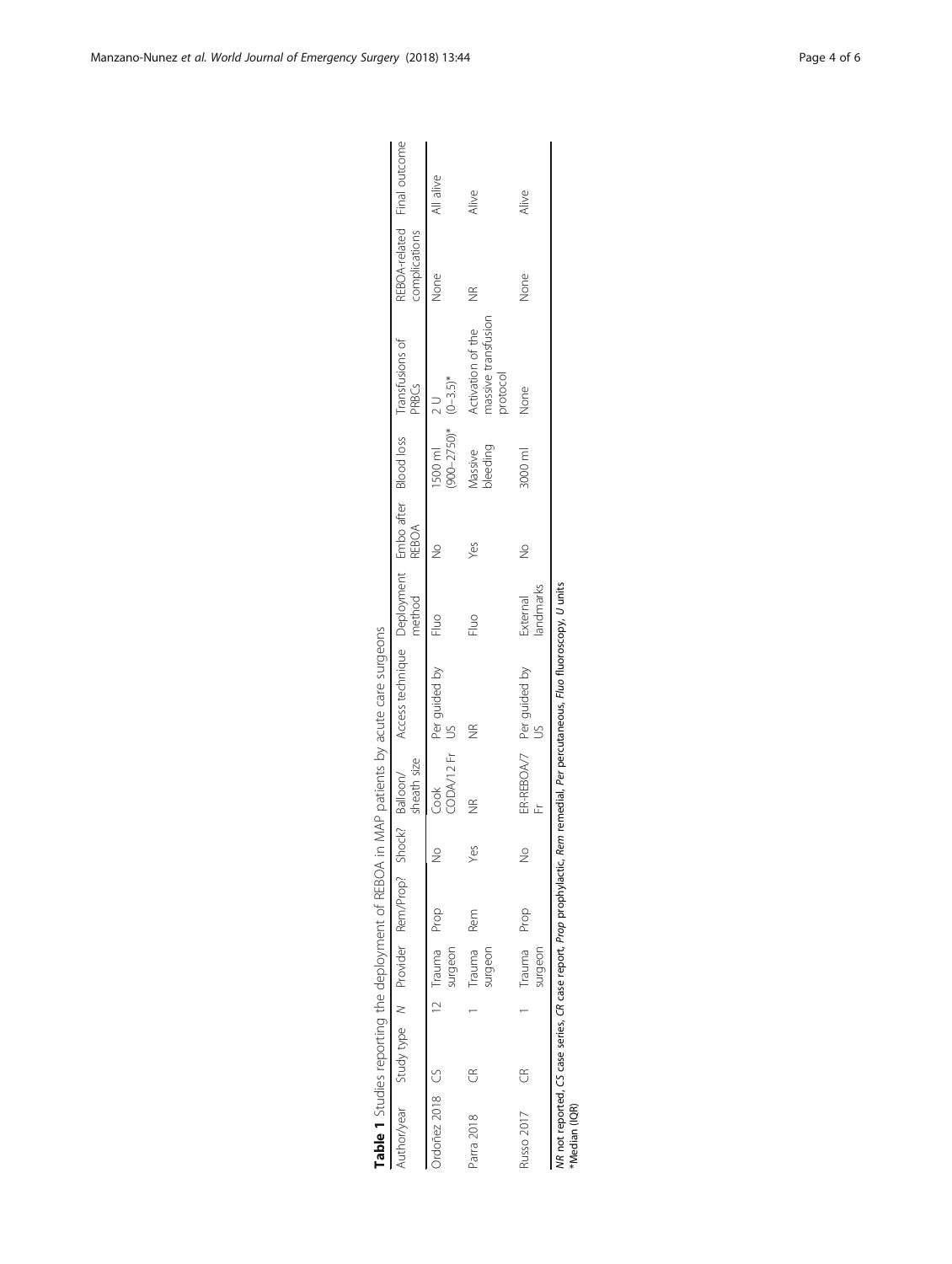**Table 1** Studies reporting the deployment of REBOA in MAP patients by acute care surgeons

| Author/year | Study type | N | Provider | Rem/Prop? | Shock? | Balloon/ sheath size | Access technique | Deployment method | Embo after REBOA | Blood loss | Transfusions of PRBCs | REBOA-related complications | Final outcome |
|---|---|---|---|---|---|---|---|---|---|---|---|---|---|
| Ordoñez 2018 | CS | 12 | Trauma surgeon | Prop | No | Cook CODA/12 Fr | Per guided by US | Fluo | No | 1500 ml (900–2750)* | 2 U (0–3.5)* | None | All alive |
| Parra 2018 | CR | 1 | Trauma surgeon | Rem | Yes | NR | NR | Fluo | Yes | Massive bleeding | Activation of the massive transfusion protocol | NR | Alive |
| Russo 2017 | CR | 1 | Trauma surgeon | Prop | No | ER-REBOA/7 Fr | Per guided by US | External landmarks | No | 3000 ml | None | None | Alive |

*NR* not reported, *CS* case series, *CR* case report, *Prop* prophylactic, *Rem* remedial, *Per* percutaneous, *Fluo* fluoroscopy, *U* units
*Median (IQR)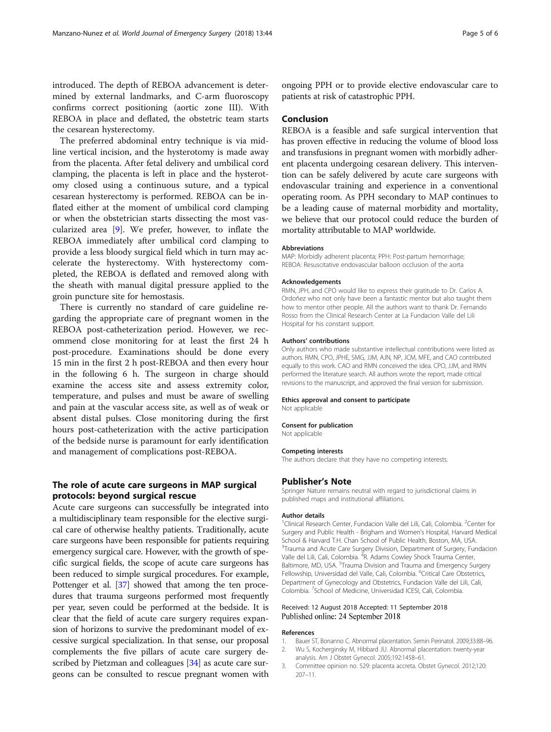introduced. The depth of REBOA advancement is determined by external landmarks, and C-arm fluoroscopy confirms correct positioning (aortic zone III). With REBOA in place and deflated, the obstetric team starts the cesarean hysterectomy.

The preferred abdominal entry technique is via midline vertical incision, and the hysterotomy is made away from the placenta. After fetal delivery and umbilical cord clamping, the placenta is left in place and the hysterotomy closed using a continuous suture, and a typical cesarean hysterectomy is performed. REBOA can be inflated either at the moment of umbilical cord clamping or when the obstetrician starts dissecting the most vascularized area [9]. We prefer, however, to inflate the REBOA immediately after umbilical cord clamping to provide a less bloody surgical field which in turn may accelerate the hysterectomy. With hysterectomy completed, the REBOA is deflated and removed along with the sheath with manual digital pressure applied to the groin puncture site for hemostasis.

There is currently no standard of care guideline regarding the appropriate care of pregnant women in the REBOA post-catheterization period. However, we recommend close monitoring for at least the first 24 h post-procedure. Examinations should be done every 15 min in the first 2 h post-REBOA and then every hour in the following 6 h. The surgeon in charge should examine the access site and assess extremity color, temperature, and pulses and must be aware of swelling and pain at the vascular access site, as well as of weak or absent distal pulses. Close monitoring during the first hours post-catheterization with the active participation of the bedside nurse is paramount for early identification and management of complications post-REBOA.

## The role of acute care surgeons in MAP surgical protocols: beyond surgical rescue

Acute care surgeons can successfully be integrated into a multidisciplinary team responsible for the elective surgical care of otherwise healthy patients. Traditionally, acute care surgeons have been responsible for patients requiring emergency surgical care. However, with the growth of specific surgical fields, the scope of acute care surgeons has been reduced to simple surgical procedures. For example, Pottenger et al. [37] showed that among the ten procedures that trauma surgeons performed most frequently per year, seven could be performed at the bedside. It is clear that the field of acute care surgery requires expansion of horizons to survive the predominant model of excessive surgical specialization. In that sense, our proposal complements the five pillars of acute care surgery described by Pietzman and colleagues [34] as acute care surgeons can be consulted to rescue pregnant women with ongoing PPH or to provide elective endovascular care to patients at risk of catastrophic PPH.

## Conclusion

REBOA is a feasible and safe surgical intervention that has proven effective in reducing the volume of blood loss and transfusions in pregnant women with morbidly adherent placenta undergoing cesarean delivery. This intervention can be safely delivered by acute care surgeons with endovascular training and experience in a conventional operating room. As PPH secondary to MAP continues to be a leading cause of maternal morbidity and mortality, we believe that our protocol could reduce the burden of mortality attributable to MAP worldwide.

#### Abbreviations

MAP: Morbidly adherent placenta; PPH: Post-partum hemorrhage; REBOA: Resuscitative endovascular balloon occlusion of the aorta

#### Acknowledgements

RMN, JPH, and CPO would like to express their gratitude to Dr. Carlos A. Ordoñez who not only have been a fantastic mentor but also taught them how to mentor other people. All the authors want to thank Dr. Fernando Rosso from the Clinical Research Center at La Fundacion Valle del Lili Hospital for his constant support.

#### Authors' contributions

Only authors who made substantive intellectual contributions were listed as authors. RMN, CPO, JPHE, SMG, JJM, AJN, NP, JCM, MFE, and CAO contributed equally to this work. CAO and RMN conceived the idea. CPO, JJM, and RMN performed the literature search. All authors wrote the report, made critical revisions to the manuscript, and approved the final version for submission.

#### Ethics approval and consent to participate

Not applicable

#### Consent for publication

Not applicable

#### Competing interests

The authors declare that they have no competing interests.

### Publisher's Note

Springer Nature remains neutral with regard to jurisdictional claims in published maps and institutional affiliations.

#### Author details

[1]Clinical Research Center, Fundacion Valle del Lili, Cali, Colombia. [2]Center for Surgery and Public Health - Brigham and Women's Hospital, Harvard Medical School & Harvard T.H. Chan School of Public Health, Boston, MA, USA. [3]Trauma and Acute Care Surgery Division, Department of Surgery, Fundacion Valle del Lili, Cali, Colombia. [4]R. Adams Cowley Shock Trauma Center, Baltimore, MD, USA. [5]Trauma Division and Trauma and Emergency Surgery Fellowship, Universidad del Valle, Cali, Colombia. [6]Critical Care Obstetrics, Department of Gynecology and Obstetrics, Fundacion Valle del Lili, Cali, Colombia. [7]School of Medicine, Universidad ICESI, Cali, Colombia.

Received: 12 August 2018 Accepted: 11 September 2018
Published online: 24 September 2018

#### References

1. Bauer ST, Bonanno C. Abnormal placentation. Semin Perinatol. 2009;33:88–96.
2. Wu S, Kocherginsky M, Hibbard JU. Abnormal placentation: twenty-year analysis. Am J Obstet Gynecol. 2005;192:1458–61.
3. Committee opinion no. 529: placenta accreta. Obstet Gynecol. 2012;120: 207–11.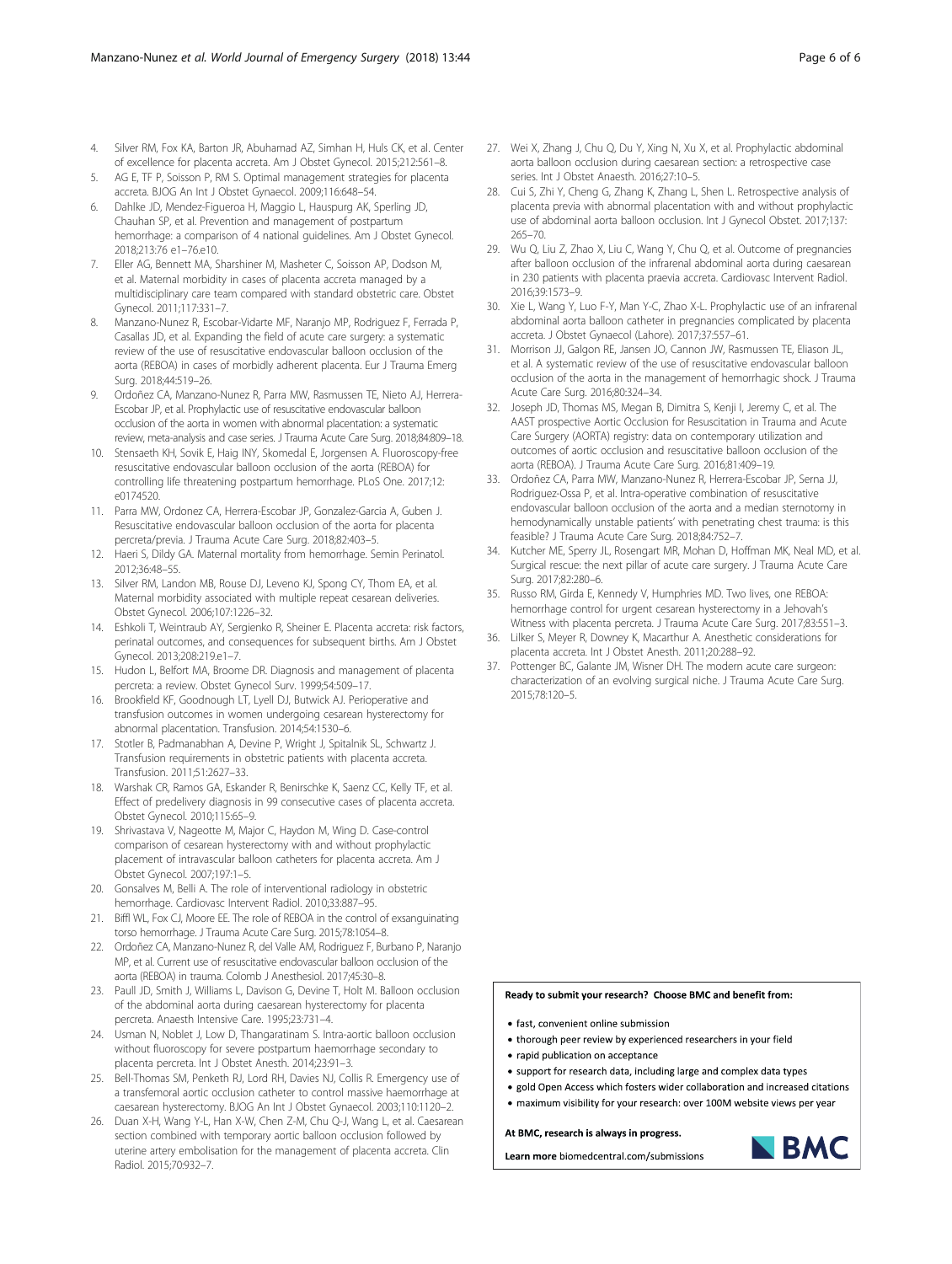4. Silver RM, Fox KA, Barton JR, Abuhamad AZ, Simhan H, Huls CK, et al. Center of excellence for placenta accreta. Am J Obstet Gynecol. 2015;212:561–8.
5. AG E, TF P, Soisson P, RM S. Optimal management strategies for placenta accreta. BJOG An Int J Obstet Gynaecol. 2009;116:648–54.
6. Dahlke JD, Mendez-Figueroa H, Maggio L, Hauspurg AK, Sperling JD, Chauhan SP, et al. Prevention and management of postpartum hemorrhage: a comparison of 4 national guidelines. Am J Obstet Gynecol. 2018;213:76 e1–76.e10.
7. Eller AG, Bennett MA, Sharshiner M, Masheter C, Soisson AP, Dodson M, et al. Maternal morbidity in cases of placenta accreta managed by a multidisciplinary care team compared with standard obstetric care. Obstet Gynecol. 2011;117:331–7.
8. Manzano-Nunez R, Escobar-Vidarte MF, Naranjo MP, Rodriguez F, Ferrada P, Casallas JD, et al. Expanding the field of acute care surgery: a systematic review of the use of resuscitative endovascular balloon occlusion of the aorta (REBOA) in cases of morbidly adherent placenta. Eur J Trauma Emerg Surg. 2018;44:519–26.
9. Ordoñez CA, Manzano-Nunez R, Parra MW, Rasmussen TE, Nieto AJ, Herrera-Escobar JP, et al. Prophylactic use of resuscitative endovascular balloon occlusion of the aorta in women with abnormal placentation: a systematic review, meta-analysis and case series. J Trauma Acute Care Surg. 2018;84:809–18.
10. Stensaeth KH, Sovik E, Haig INY, Skomedal E, Jorgensen A. Fluoroscopy-free resuscitative endovascular balloon occlusion of the aorta (REBOA) for controlling life threatening postpartum hemorrhage. PLoS One. 2017;12: e0174520.
11. Parra MW, Ordonez CA, Herrera-Escobar JP, Gonzalez-Garcia A, Guben J. Resuscitative endovascular balloon occlusion of the aorta for placenta percreta/previa. J Trauma Acute Care Surg. 2018;82:403–5.
12. Haeri S, Dildy GA. Maternal mortality from hemorrhage. Semin Perinatol. 2012;36:48–55.
13. Silver RM, Landon MB, Rouse DJ, Leveno KJ, Spong CY, Thom EA, et al. Maternal morbidity associated with multiple repeat cesarean deliveries. Obstet Gynecol. 2006;107:1226–32.
14. Eshkoli T, Weintraub AY, Sergienko R, Sheiner E. Placenta accreta: risk factors, perinatal outcomes, and consequences for subsequent births. Am J Obstet Gynecol. 2013;208:219.e1–7.
15. Hudon L, Belfort MA, Broome DR. Diagnosis and management of placenta percreta: a review. Obstet Gynecol Surv. 1999;54:509–17.
16. Brookfield KF, Goodnough LT, Lyell DJ, Butwick AJ. Perioperative and transfusion outcomes in women undergoing cesarean hysterectomy for abnormal placentation. Transfusion. 2014;54:1530–6.
17. Stotler B, Padmanabhan A, Devine P, Wright J, Spitalnik SL, Schwartz J. Transfusion requirements in obstetric patients with placenta accreta. Transfusion. 2011;51:2627–33.
18. Warshak CR, Ramos GA, Eskander R, Benirschke K, Saenz CC, Kelly TF, et al. Effect of predelivery diagnosis in 99 consecutive cases of placenta accreta. Obstet Gynecol. 2010;115:65–9.
19. Shrivastava V, Nageotte M, Major C, Haydon M, Wing D. Case-control comparison of cesarean hysterectomy with and without prophylactic placement of intravascular balloon catheters for placenta accreta. Am J Obstet Gynecol. 2007;197:1–5.
20. Gonsalves M, Belli A. The role of interventional radiology in obstetric hemorrhage. Cardiovasc Intervent Radiol. 2010;33:887–95.
21. Biffl WL, Fox CJ, Moore EE. The role of REBOA in the control of exsanguinating torso hemorrhage. J Trauma Acute Care Surg. 2015;78:1054–8.
22. Ordoñez CA, Manzano-Nunez R, del Valle AM, Rodriguez F, Burbano P, Naranjo MP, et al. Current use of resuscitative endovascular balloon occlusion of the aorta (REBOA) in trauma. Colomb J Anesthesiol. 2017;45:30–8.
23. Paull JD, Smith J, Williams L, Davison G, Devine T, Holt M. Balloon occlusion of the abdominal aorta during caesarean hysterectomy for placenta percreta. Anaesth Intensive Care. 1995;23:731–4.
24. Usman N, Noblet J, Low D, Thangaratinam S. Intra-aortic balloon occlusion without fluoroscopy for severe postpartum haemorrhage secondary to placenta percreta. Int J Obstet Anesth. 2014;23:91–3.
25. Bell-Thomas SM, Penketh RJ, Lord RH, Davies NJ, Collis R. Emergency use of a transfemoral aortic occlusion catheter to control massive haemorrhage at caesarean hysterectomy. BJOG An Int J Obstet Gynaecol. 2003;110:1120–2.
26. Duan X-H, Wang Y-L, Han X-W, Chen Z-M, Chu Q-J, Wang L, et al. Caesarean section combined with temporary aortic balloon occlusion followed by uterine artery embolisation for the management of placenta accreta. Clin Radiol. 2015;70:932–7.
27. Wei X, Zhang J, Chu Q, Du Y, Xing N, Xu X, et al. Prophylactic abdominal aorta balloon occlusion during caesarean section: a retrospective case series. Int J Obstet Anaesth. 2016;27:10–5.
28. Cui S, Zhi Y, Cheng G, Zhang K, Zhang L, Shen L. Retrospective analysis of placenta previa with abnormal placentation with and without prophylactic use of abdominal aorta balloon occlusion. Int J Gynecol Obstet. 2017;137: 265–70.
29. Wu Q, Liu Z, Zhao X, Liu C, Wang Y, Chu Q, et al. Outcome of pregnancies after balloon occlusion of the infrarenal abdominal aorta during caesarean in 230 patients with placenta praevia accreta. Cardiovasc Intervent Radiol. 2016;39:1573–9.
30. Xie L, Wang Y, Luo F-Y, Man Y-C, Zhao X-L. Prophylactic use of an infrarenal abdominal aorta balloon catheter in pregnancies complicated by placenta accreta. J Obstet Gynaecol (Lahore). 2017;37:557–61.
31. Morrison JJ, Galgon RE, Jansen JO, Cannon JW, Rasmussen TE, Eliason JL, et al. A systematic review of the use of resuscitative endovascular balloon occlusion of the aorta in the management of hemorrhagic shock. J Trauma Acute Care Surg. 2016;80:324–34.
32. Joseph JD, Thomas MS, Megan B, Dimitra S, Kenji I, Jeremy C, et al. The AAST prospective Aortic Occlusion for Resuscitation in Trauma and Acute Care Surgery (AORTA) registry: data on contemporary utilization and outcomes of aortic occlusion and resuscitative balloon occlusion of the aorta (REBOA). J Trauma Acute Care Surg. 2016;81:409–19.
33. Ordoñez CA, Parra MW, Manzano-Nunez R, Herrera-Escobar JP, Serna JJ, Rodriguez-Ossa P, et al. Intra-operative combination of resuscitative endovascular balloon occlusion of the aorta and a median sternotomy in hemodynamically unstable patients' with penetrating chest trauma: is this feasible? J Trauma Acute Care Surg. 2018;84:752–7.
34. Kutcher ME, Sperry JL, Rosengart MR, Mohan D, Hoffman MK, Neal MD, et al. Surgical rescue: the next pillar of acute care surgery. J Trauma Acute Care Surg. 2017;82:280–6.
35. Russo RM, Girda E, Kennedy V, Humphries MD. Two lives, one REBOA: hemorrhage control for urgent cesarean hysterectomy in a Jehovah's Witness with placenta percreta. J Trauma Acute Care Surg. 2017;83:551–3.
36. Lilker S, Meyer R, Downey K, Macarthur A. Anesthetic considerations for placenta accreta. Int J Obstet Anesth. 2011;20:288–92.
37. Pottenger BC, Galante JM, Wisner DH. The modern acute care surgeon: characterization of an evolving surgical niche. J Trauma Acute Care Surg. 2015;78:120–5.

**Ready to submit your research? Choose BMC and benefit from:**

- fast, convenient online submission
- thorough peer review by experienced researchers in your field
- rapid publication on acceptance
- support for research data, including large and complex data types
- gold Open Access which fosters wider collaboration and increased citations
- maximum visibility for your research: over 100M website views per year

**At BMC, research is always in progress.**

**Learn more** biomedcentral.com/submissions

BMC